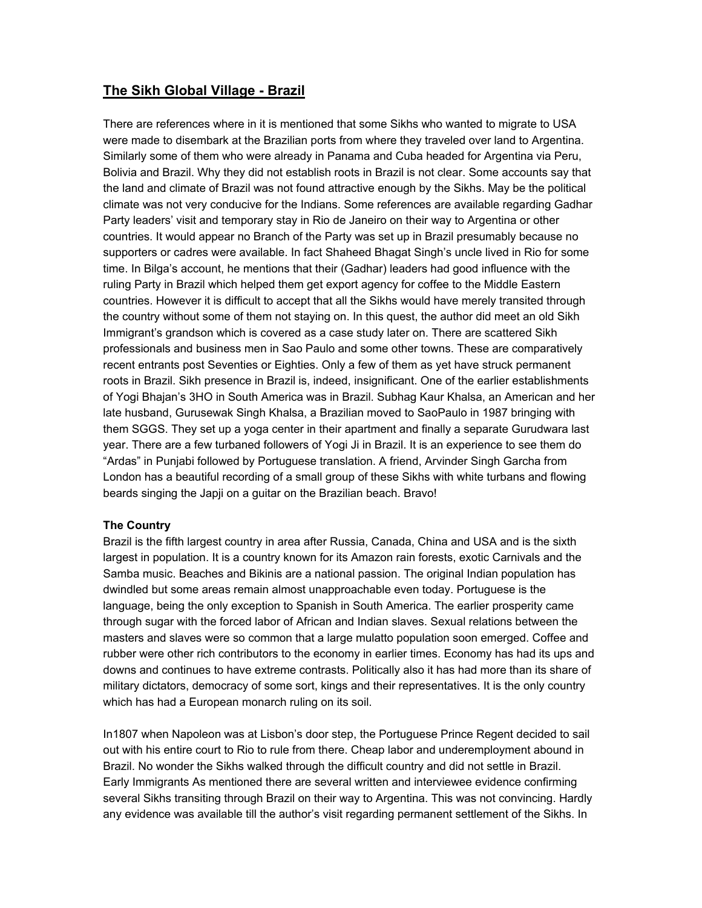## The Sikh Global Village - Brazil

There are references where in it is mentioned that some Sikhs who wanted to migrate to USA were made to disembark at the Brazilian ports from where they traveled over land to Argentina. Similarly some of them who were already in Panama and Cuba headed for Argentina via Peru, Bolivia and Brazil. Why they did not establish roots in Brazil is not clear. Some accounts say that the land and climate of Brazil was not found attractive enough by the Sikhs. May be the political climate was not very conducive for the Indians. Some references are available regarding Gadhar Party leaders' visit and temporary stay in Rio de Janeiro on their way to Argentina or other countries. It would appear no Branch of the Party was set up in Brazil presumably because no supporters or cadres were available. In fact Shaheed Bhagat Singh's uncle lived in Rio for some time. In Bilga's account, he mentions that their (Gadhar) leaders had good influence with the ruling Party in Brazil which helped them get export agency for coffee to the Middle Eastern countries. However it is difficult to accept that all the Sikhs would have merely transited through the country without some of them not staying on. In this quest, the author did meet an old Sikh Immigrant's grandson which is covered as a case study later on. There are scattered Sikh professionals and business men in Sao Paulo and some other towns. These are comparatively recent entrants post Seventies or Eighties. Only a few of them as yet have struck permanent roots in Brazil. Sikh presence in Brazil is, indeed, insignificant. One of the earlier establishments of Yogi Bhajan's 3HO in South America was in Brazil. Subhag Kaur Khalsa, an American and her late husband, Gurusewak Singh Khalsa, a Brazilian moved to SaoPaulo in 1987 bringing with them SGGS. They set up a yoga center in their apartment and finally a separate Gurudwara last year. There are a few turbaned followers of Yogi Ji in Brazil. It is an experience to see them do "Ardas" in Punjabi followed by Portuguese translation. A friend, Arvinder Singh Garcha from London has a beautiful recording of a small group of these Sikhs with white turbans and flowing beards singing the Japji on a guitar on the Brazilian beach. Bravo!

**The Country**

Brazil is the fifth largest country in area after Russia, Canada, China and USA and is the sixth largest in population. It is a country known for its Amazon rain forests, exotic Carnivals and the Samba music. Beaches and Bikinis are a national passion. The original Indian population has dwindled but some areas remain almost unapproachable even today. Portuguese is the language, being the only exception to Spanish in South America. The earlier prosperity came through sugar with the forced labor of African and Indian slaves. Sexual relations between the masters and slaves were so common that a large mulatto population soon emerged. Coffee and rubber were other rich contributors to the economy in earlier times. Economy has had its ups and downs and continues to have extreme contrasts. Politically also it has had more than its share of military dictators, democracy of some sort, kings and their representatives. It is the only country which has had a European monarch ruling on its soil.

In1807 when Napoleon was at Lisbon's door step, the Portuguese Prince Regent decided to sail out with his entire court to Rio to rule from there. Cheap labor and underemployment abound in Brazil. No wonder the Sikhs walked through the difficult country and did not settle in Brazil. Early Immigrants As mentioned there are several written and interviewee evidence confirming several Sikhs transiting through Brazil on their way to Argentina. This was not convincing. Hardly any evidence was available till the author's visit regarding permanent settlement of the Sikhs. In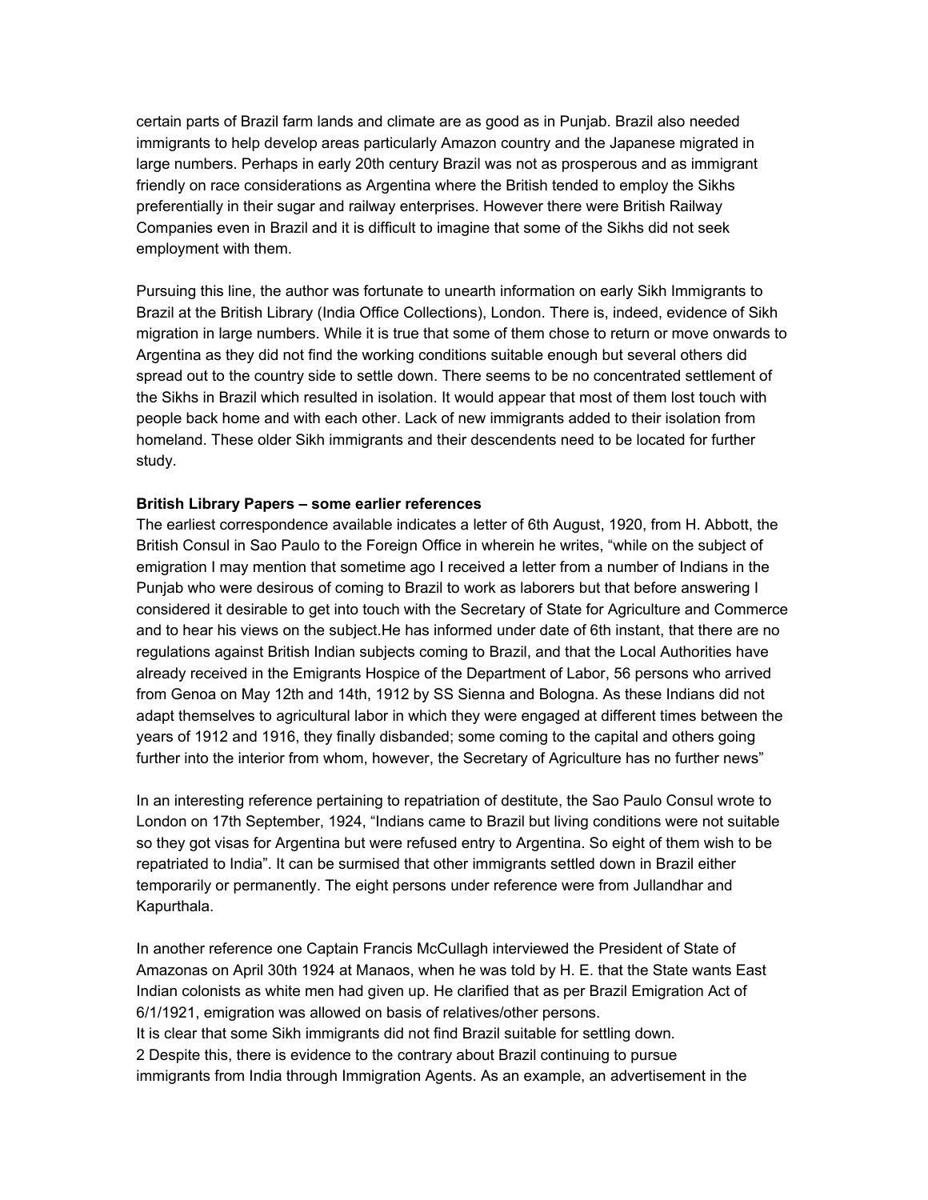certain parts of Brazil farm lands and climate are as good as in Punjab. Brazil also needed immigrants to help develop areas particularly Amazon country and the Japanese migrated in large numbers. Perhaps in early 20th century Brazil was not as prosperous and as immigrant friendly on race considerations as Argentina where the British tended to employ the Sikhs preferentially in their sugar and railway enterprises. However there were British Railway Companies even in Brazil and it is difficult to imagine that some of the Sikhs did not seek employment with them.

Pursuing this line, the author was fortunate to unearth information on early Sikh Immigrants to Brazil at the British Library (India Office Collections), London. There is, indeed, evidence of Sikh migration in large numbers. While it is true that some of them chose to return or move onwards to Argentina as they did not find the working conditions suitable enough but several others did spread out to the country side to settle down. There seems to be no concentrated settlement of the Sikhs in Brazil which resulted in isolation. It would appear that most of them lost touch with people back home and with each other. Lack of new immigrants added to their isolation from homeland. These older Sikh immigrants and their descendents need to be located for further study.

**British Library Papers – some earlier references**

The earliest correspondence available indicates a letter of 6th August, 1920, from H. Abbott, the British Consul in Sao Paulo to the Foreign Office in wherein he writes, "while on the subject of emigration I may mention that sometime ago I received a letter from a number of Indians in the Punjab who were desirous of coming to Brazil to work as laborers but that before answering I considered it desirable to get into touch with the Secretary of State for Agriculture and Commerce and to hear his views on the subject.He has informed under date of 6th instant, that there are no regulations against British Indian subjects coming to Brazil, and that the Local Authorities have already received in the Emigrants Hospice of the Department of Labor, 56 persons who arrived from Genoa on May 12th and 14th, 1912 by SS Sienna and Bologna. As these Indians did not adapt themselves to agricultural labor in which they were engaged at different times between the years of 1912 and 1916, they finally disbanded; some coming to the capital and others going further into the interior from whom, however, the Secretary of Agriculture has no further news"

In an interesting reference pertaining to repatriation of destitute, the Sao Paulo Consul wrote to London on 17th September, 1924, "Indians came to Brazil but living conditions were not suitable so they got visas for Argentina but were refused entry to Argentina. So eight of them wish to be repatriated to India". It can be surmised that other immigrants settled down in Brazil either temporarily or permanently. The eight persons under reference were from Jullandhar and Kapurthala.

In another reference one Captain Francis McCullagh interviewed the President of State of Amazonas on April 30th 1924 at Manaos, when he was told by H. E. that the State wants East Indian colonists as white men had given up. He clarified that as per Brazil Emigration Act of 6/1/1921, emigration was allowed on basis of relatives/other persons.

It is clear that some Sikh immigrants did not find Brazil suitable for settling down.

Despite this, there is evidence to the contrary about Brazil continuing to pursue immigrants from India through Immigration Agents. As an example, an advertisement in the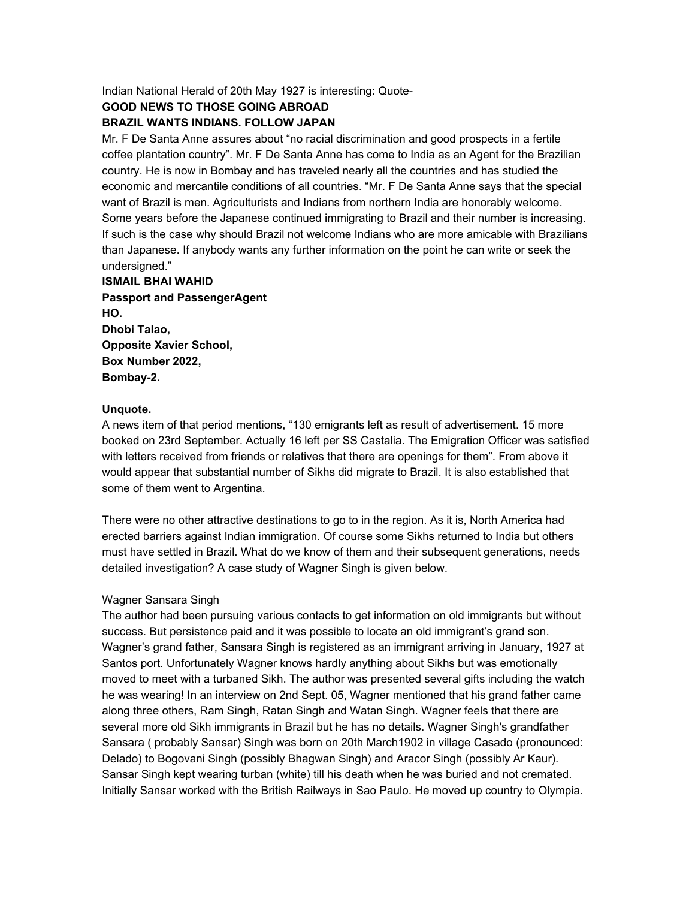Indian National Herald of 20th May 1927 is interesting: Quote-

**GOOD NEWS TO THOSE GOING ABROAD**

**BRAZIL WANTS INDIANS. FOLLOW JAPAN**

Mr. F De Santa Anne assures about “no racial discrimination and good prospects in a fertile coffee plantation country”. Mr. F De Santa Anne has come to India as an Agent for the Brazilian country. He is now in Bombay and has traveled nearly all the countries and has studied the economic and mercantile conditions of all countries. “Mr. F De Santa Anne says that the special want of Brazil is men. Agriculturists and Indians from northern India are honorably welcome. Some years before the Japanese continued immigrating to Brazil and their number is increasing. If such is the case why should Brazil not welcome Indians who are more amicable with Brazilians than Japanese. If anybody wants any further information on the point he can write or seek the undersigned.”

**ISMAIL BHAI WAHID**
**Passport and PassengerAgent**
**HO.**
**Dhobi Talao,**
**Opposite Xavier School,**
**Box Number 2022,**
**Bombay-2.**

**Unquote.**

A news item of that period mentions, “130 emigrants left as result of advertisement. 15 more booked on 23rd September. Actually 16 left per SS Castalia. The Emigration Officer was satisfied with letters received from friends or relatives that there are openings for them”. From above it would appear that substantial number of Sikhs did migrate to Brazil. It is also established that some of them went to Argentina.

There were no other attractive destinations to go to in the region. As it is, North America had erected barriers against Indian immigration. Of course some Sikhs returned to India but others must have settled in Brazil. What do we know of them and their subsequent generations, needs detailed investigation? A case study of Wagner Singh is given below.

Wagner Sansara Singh

The author had been pursuing various contacts to get information on old immigrants but without success. But persistence paid and it was possible to locate an old immigrant’s grand son. Wagner’s grand father, Sansara Singh is registered as an immigrant arriving in January, 1927 at Santos port. Unfortunately Wagner knows hardly anything about Sikhs but was emotionally moved to meet with a turbaned Sikh. The author was presented several gifts including the watch he was wearing! In an interview on 2nd Sept. 05, Wagner mentioned that his grand father came along three others, Ram Singh, Ratan Singh and Watan Singh. Wagner feels that there are several more old Sikh immigrants in Brazil but he has no details. Wagner Singh's grandfather Sansara ( probably Sansar) Singh was born on 20th March1902 in village Casado (pronounced: Delado) to Bogovani Singh (possibly Bhagwan Singh) and Aracor Singh (possibly Ar Kaur). Sansar Singh kept wearing turban (white) till his death when he was buried and not cremated. Initially Sansar worked with the British Railways in Sao Paulo. He moved up country to Olympia.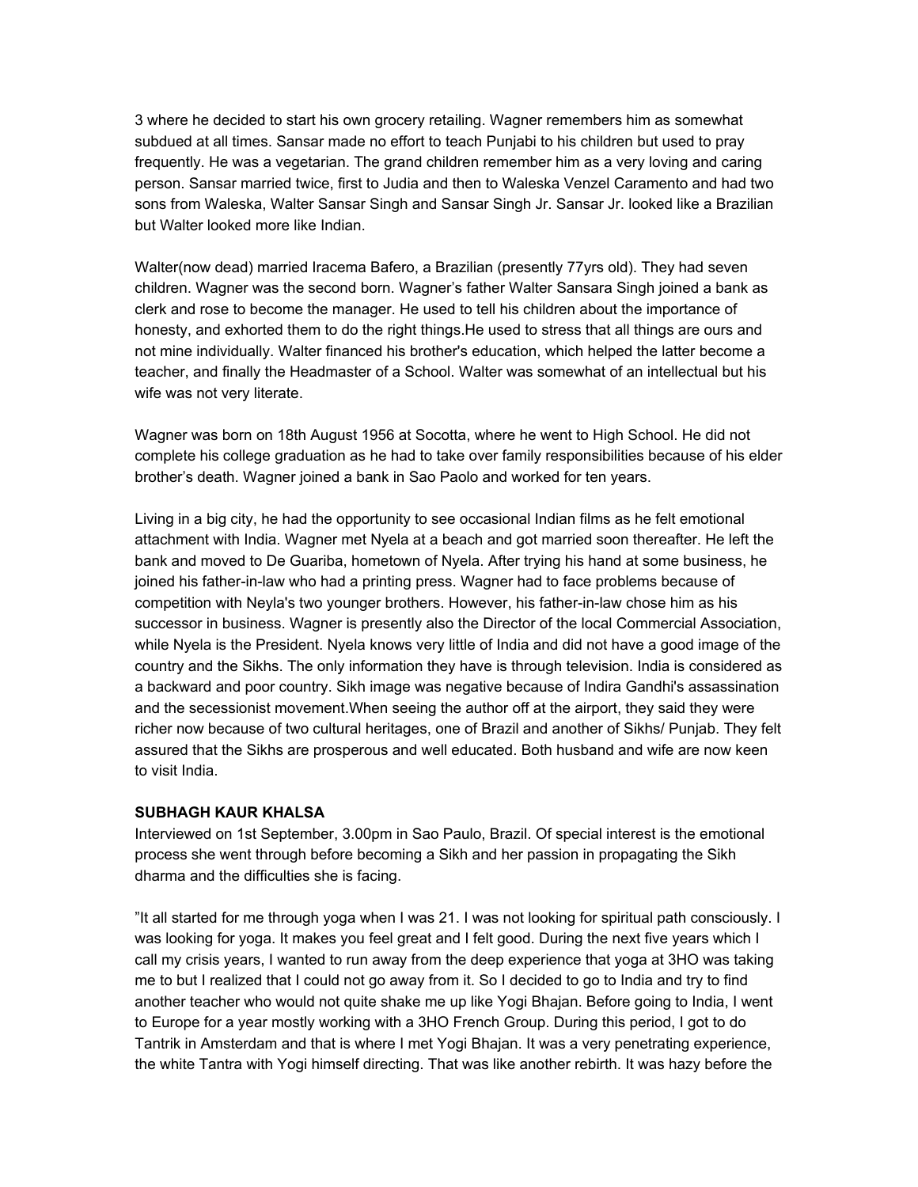3 where he decided to start his own grocery retailing. Wagner remembers him as somewhat subdued at all times. Sansar made no effort to teach Punjabi to his children but used to pray frequently. He was a vegetarian. The grand children remember him as a very loving and caring person. Sansar married twice, first to Judia and then to Waleska Venzel Caramento and had two sons from Waleska, Walter Sansar Singh and Sansar Singh Jr. Sansar Jr. looked like a Brazilian but Walter looked more like Indian.

Walter(now dead) married Iracema Bafero, a Brazilian (presently 77yrs old). They had seven children. Wagner was the second born. Wagner's father Walter Sansara Singh joined a bank as clerk and rose to become the manager. He used to tell his children about the importance of honesty, and exhorted them to do the right things.He used to stress that all things are ours and not mine individually. Walter financed his brother's education, which helped the latter become a teacher, and finally the Headmaster of a School. Walter was somewhat of an intellectual but his wife was not very literate.

Wagner was born on 18th August 1956 at Socotta, where he went to High School. He did not complete his college graduation as he had to take over family responsibilities because of his elder brother's death. Wagner joined a bank in Sao Paolo and worked for ten years.

Living in a big city, he had the opportunity to see occasional Indian films as he felt emotional attachment with India. Wagner met Nyela at a beach and got married soon thereafter. He left the bank and moved to De Guariba, hometown of Nyela. After trying his hand at some business, he joined his father-in-law who had a printing press. Wagner had to face problems because of competition with Neyla's two younger brothers. However, his father-in-law chose him as his successor in business. Wagner is presently also the Director of the local Commercial Association, while Nyela is the President. Nyela knows very little of India and did not have a good image of the country and the Sikhs. The only information they have is through television. India is considered as a backward and poor country. Sikh image was negative because of Indira Gandhi's assassination and the secessionist movement.When seeing the author off at the airport, they said they were richer now because of two cultural heritages, one of Brazil and another of Sikhs/ Punjab. They felt assured that the Sikhs are prosperous and well educated. Both husband and wife are now keen to visit India.

**SUBHAGH KAUR KHALSA**

Interviewed on 1st September, 3.00pm in Sao Paulo, Brazil. Of special interest is the emotional process she went through before becoming a Sikh and her passion in propagating the Sikh dharma and the difficulties she is facing.

"It all started for me through yoga when I was 21. I was not looking for spiritual path consciously. I was looking for yoga. It makes you feel great and I felt good. During the next five years which I call my crisis years, I wanted to run away from the deep experience that yoga at 3HO was taking me to but I realized that I could not go away from it. So I decided to go to India and try to find another teacher who would not quite shake me up like Yogi Bhajan. Before going to India, I went to Europe for a year mostly working with a 3HO French Group. During this period, I got to do Tantrik in Amsterdam and that is where I met Yogi Bhajan. It was a very penetrating experience, the white Tantra with Yogi himself directing. That was like another rebirth. It was hazy before the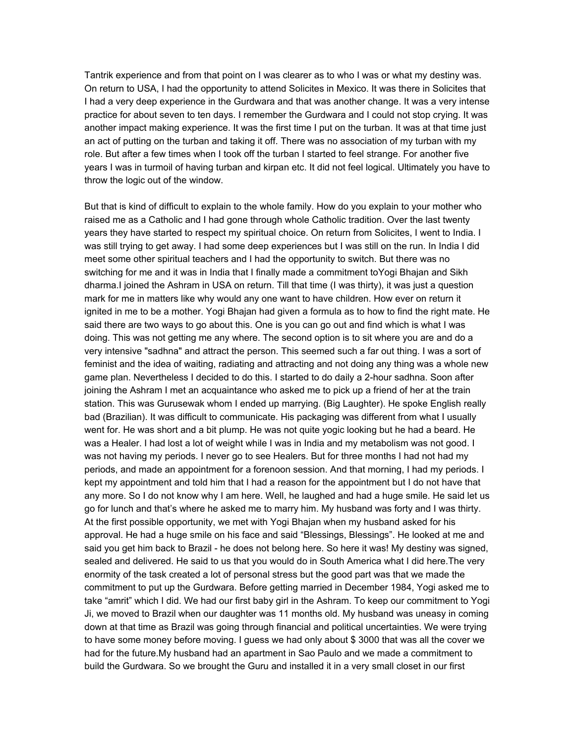Tantrik experience and from that point on I was clearer as to who I was or what my destiny was. On return to USA, I had the opportunity to attend Solicites in Mexico. It was there in Solicites that I had a very deep experience in the Gurdwara and that was another change. It was a very intense practice for about seven to ten days. I remember the Gurdwara and I could not stop crying. It was another impact making experience. It was the first time I put on the turban. It was at that time just an act of putting on the turban and taking it off. There was no association of my turban with my role. But after a few times when I took off the turban I started to feel strange. For another five years I was in turmoil of having turban and kirpan etc. It did not feel logical. Ultimately you have to throw the logic out of the window.

But that is kind of difficult to explain to the whole family. How do you explain to your mother who raised me as a Catholic and I had gone through whole Catholic tradition. Over the last twenty years they have started to respect my spiritual choice. On return from Solicites, I went to India. I was still trying to get away. I had some deep experiences but I was still on the run. In India I did meet some other spiritual teachers and I had the opportunity to switch. But there was no switching for me and it was in India that I finally made a commitment toYogi Bhajan and Sikh dharma.I joined the Ashram in USA on return. Till that time (I was thirty), it was just a question mark for me in matters like why would any one want to have children. How ever on return it ignited in me to be a mother. Yogi Bhajan had given a formula as to how to find the right mate. He said there are two ways to go about this. One is you can go out and find which is what I was doing. This was not getting me any where. The second option is to sit where you are and do a very intensive "sadhna" and attract the person. This seemed such a far out thing. I was a sort of feminist and the idea of waiting, radiating and attracting and not doing any thing was a whole new game plan. Nevertheless I decided to do this. I started to do daily a 2-hour sadhna. Soon after joining the Ashram I met an acquaintance who asked me to pick up a friend of her at the train station. This was Gurusewak whom I ended up marrying. (Big Laughter). He spoke English really bad (Brazilian). It was difficult to communicate. His packaging was different from what I usually went for. He was short and a bit plump. He was not quite yogic looking but he had a beard. He was a Healer. I had lost a lot of weight while I was in India and my metabolism was not good. I was not having my periods. I never go to see Healers. But for three months I had not had my periods, and made an appointment for a forenoon session. And that morning, I had my periods. I kept my appointment and told him that I had a reason for the appointment but I do not have that any more. So I do not know why I am here. Well, he laughed and had a huge smile. He said let us go for lunch and that's where he asked me to marry him. My husband was forty and I was thirty. At the first possible opportunity, we met with Yogi Bhajan when my husband asked for his approval. He had a huge smile on his face and said "Blessings, Blessings". He looked at me and said you get him back to Brazil - he does not belong here. So here it was! My destiny was signed, sealed and delivered. He said to us that you would do in South America what I did here.The very enormity of the task created a lot of personal stress but the good part was that we made the commitment to put up the Gurdwara. Before getting married in December 1984, Yogi asked me to take "amrit" which I did. We had our first baby girl in the Ashram. To keep our commitment to Yogi Ji, we moved to Brazil when our daughter was 11 months old. My husband was uneasy in coming down at that time as Brazil was going through financial and political uncertainties. We were trying to have some money before moving. I guess we had only about $ 3000 that was all the cover we had for the future.My husband had an apartment in Sao Paulo and we made a commitment to build the Gurdwara. So we brought the Guru and installed it in a very small closet in our first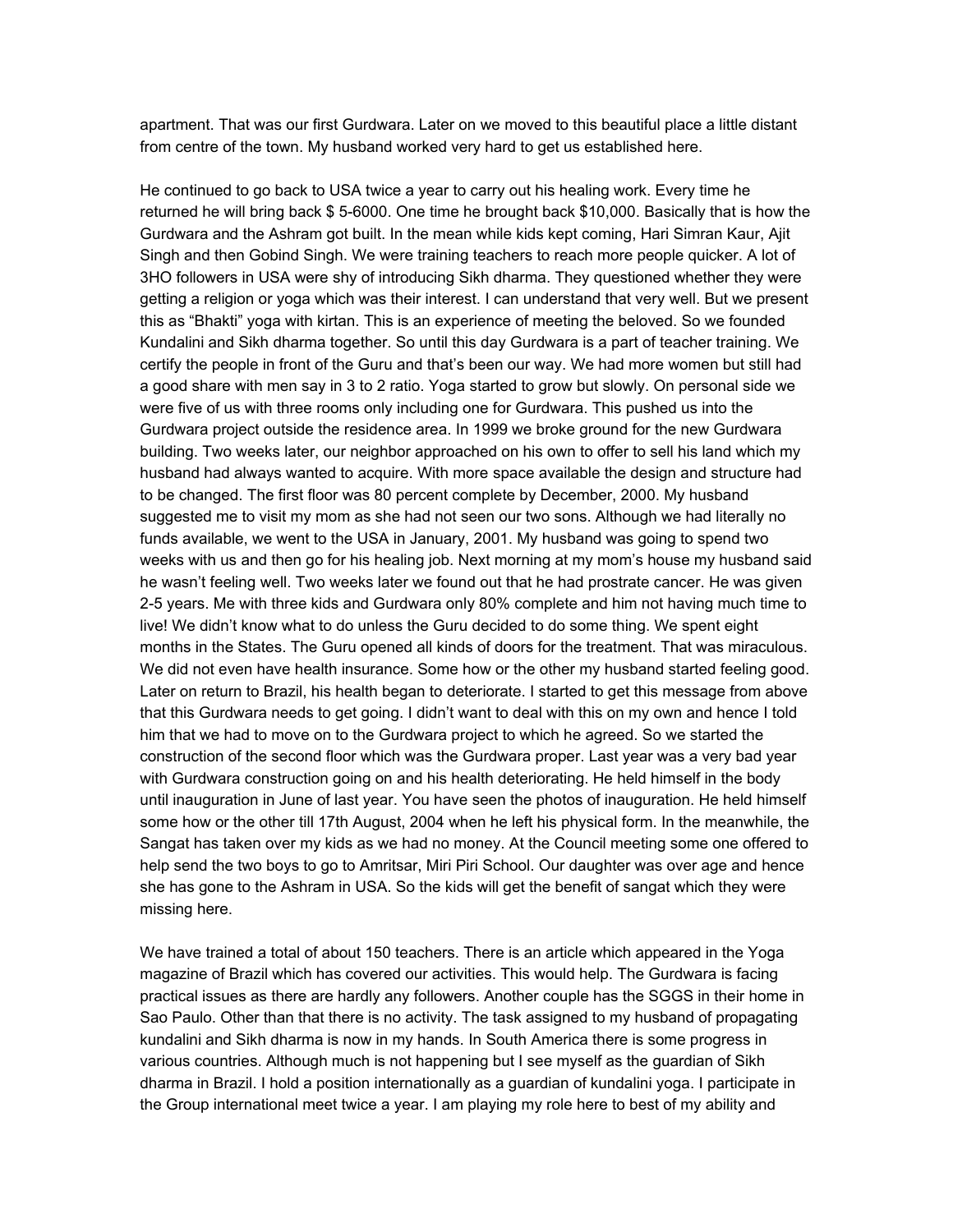apartment. That was our first Gurdwara. Later on we moved to this beautiful place a little distant from centre of the town. My husband worked very hard to get us established here.

He continued to go back to USA twice a year to carry out his healing work. Every time he returned he will bring back $ 5-6000. One time he brought back $10,000. Basically that is how the Gurdwara and the Ashram got built. In the mean while kids kept coming, Hari Simran Kaur, Ajit Singh and then Gobind Singh. We were training teachers to reach more people quicker. A lot of 3HO followers in USA were shy of introducing Sikh dharma. They questioned whether they were getting a religion or yoga which was their interest. I can understand that very well. But we present this as "Bhakti" yoga with kirtan. This is an experience of meeting the beloved. So we founded Kundalini and Sikh dharma together. So until this day Gurdwara is a part of teacher training. We certify the people in front of the Guru and that's been our way. We had more women but still had a good share with men say in 3 to 2 ratio. Yoga started to grow but slowly. On personal side we were five of us with three rooms only including one for Gurdwara. This pushed us into the Gurdwara project outside the residence area. In 1999 we broke ground for the new Gurdwara building. Two weeks later, our neighbor approached on his own to offer to sell his land which my husband had always wanted to acquire. With more space available the design and structure had to be changed. The first floor was 80 percent complete by December, 2000. My husband suggested me to visit my mom as she had not seen our two sons. Although we had literally no funds available, we went to the USA in January, 2001. My husband was going to spend two weeks with us and then go for his healing job. Next morning at my mom's house my husband said he wasn't feeling well. Two weeks later we found out that he had prostrate cancer. He was given 2-5 years. Me with three kids and Gurdwara only 80% complete and him not having much time to live! We didn't know what to do unless the Guru decided to do some thing. We spent eight months in the States. The Guru opened all kinds of doors for the treatment. That was miraculous. We did not even have health insurance. Some how or the other my husband started feeling good. Later on return to Brazil, his health began to deteriorate. I started to get this message from above that this Gurdwara needs to get going. I didn't want to deal with this on my own and hence I told him that we had to move on to the Gurdwara project to which he agreed. So we started the construction of the second floor which was the Gurdwara proper. Last year was a very bad year with Gurdwara construction going on and his health deteriorating. He held himself in the body until inauguration in June of last year. You have seen the photos of inauguration. He held himself some how or the other till 17th August, 2004 when he left his physical form. In the meanwhile, the Sangat has taken over my kids as we had no money. At the Council meeting some one offered to help send the two boys to go to Amritsar, Miri Piri School. Our daughter was over age and hence she has gone to the Ashram in USA. So the kids will get the benefit of sangat which they were missing here.

We have trained a total of about 150 teachers. There is an article which appeared in the Yoga magazine of Brazil which has covered our activities. This would help. The Gurdwara is facing practical issues as there are hardly any followers. Another couple has the SGGS in their home in Sao Paulo. Other than that there is no activity. The task assigned to my husband of propagating kundalini and Sikh dharma is now in my hands. In South America there is some progress in various countries. Although much is not happening but I see myself as the guardian of Sikh dharma in Brazil. I hold a position internationally as a guardian of kundalini yoga. I participate in the Group international meet twice a year. I am playing my role here to best of my ability and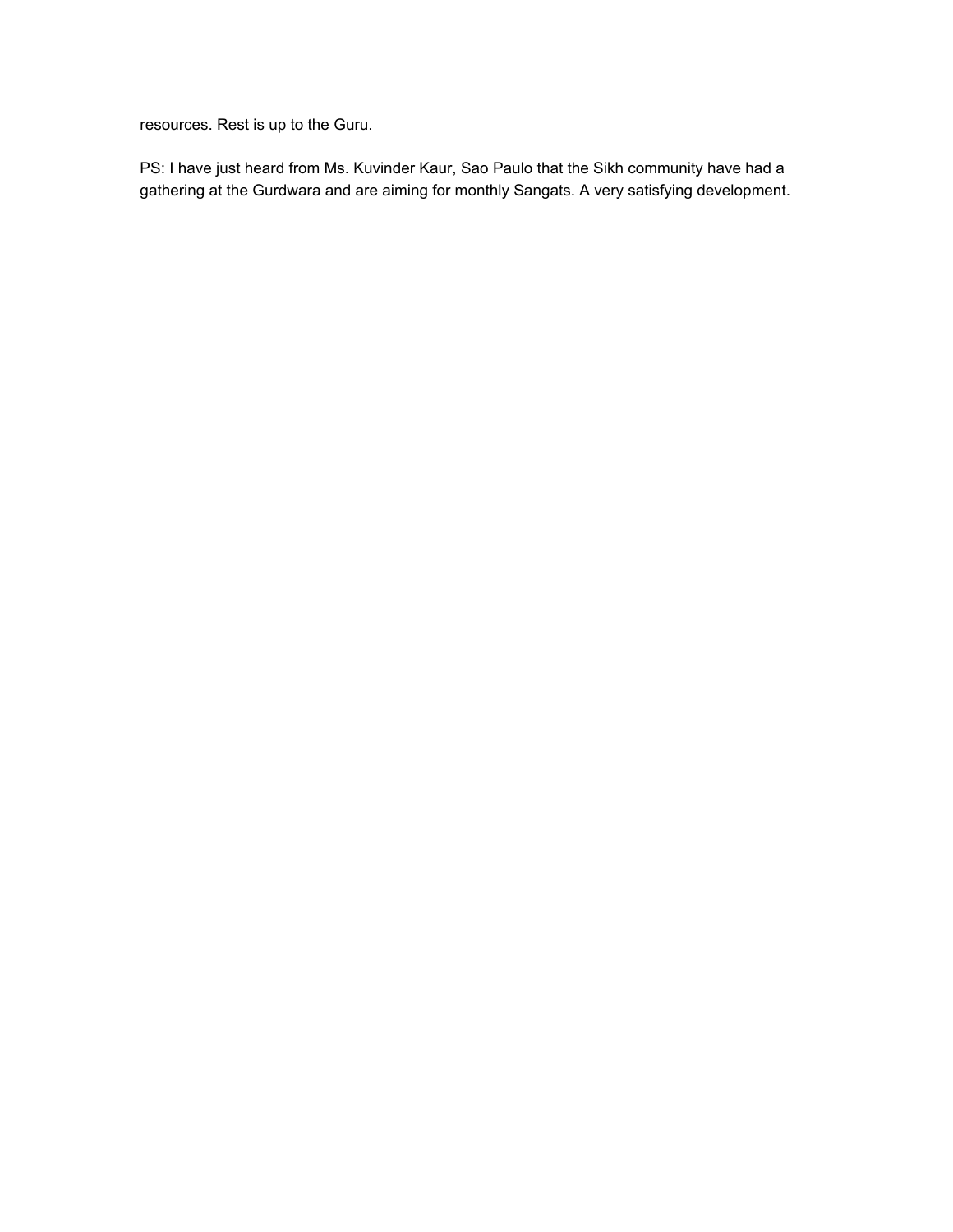resources. Rest is up to the Guru.

PS: I have just heard from Ms. Kuvinder Kaur, Sao Paulo that the Sikh community have had a gathering at the Gurdwara and are aiming for monthly Sangats. A very satisfying development.